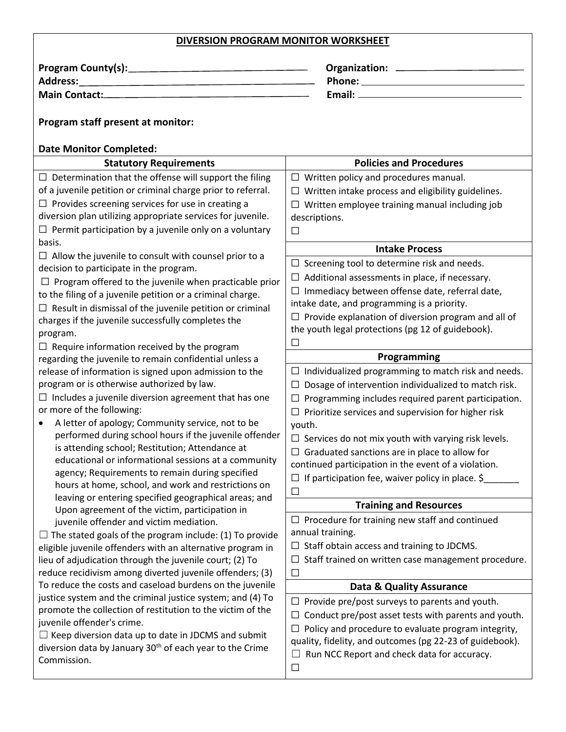## DIVERSION PROGRAM MONITOR WORKSHEET

**Program County(s):** ______________________________ **Organization:** ______________________
**Address:** ______________________________________ **Phone:** ___________________________
**Main Contact:** __________________________________ **Email:** ___________________________

**Program staff present at monitor:**

**Date Monitor Completed:**

### Statutory Requirements

☐ Determination that the offense will support the filing of a juvenile petition or criminal charge prior to referral.
☐ Provides screening services for use in creating a diversion plan utilizing appropriate services for juvenile.
☐ Permit participation by a juvenile only on a voluntary basis.
☐ Allow the juvenile to consult with counsel prior to a decision to participate in the program.
☐ Program offered to the juvenile when practicable prior to the filing of a juvenile petition or a criminal charge.
☐ Result in dismissal of the juvenile petition or criminal charges if the juvenile successfully completes the program.
☐ Require information received by the program regarding the juvenile to remain confidential unless a release of information is signed upon admission to the program or is otherwise authorized by law.
☐ Includes a juvenile diversion agreement that has one or more of the following:

- A letter of apology; Community service, not to be performed during school hours if the juvenile offender is attending school; Restitution; Attendance at educational or informational sessions at a community agency; Requirements to remain during specified hours at home, school, and work and restrictions on leaving or entering specified geographical areas; and Upon agreement of the victim, participation in juvenile offender and victim mediation.

☐ The stated goals of the program include: (1) To provide eligible juvenile offenders with an alternative program in lieu of adjudication through the juvenile court; (2) To reduce recidivism among diverted juvenile offenders; (3) To reduce the costs and caseload burdens on the juvenile justice system and the criminal justice system; and (4) To promote the collection of restitution to the victim of the juvenile offender's crime.
☐ Keep diversion data up to date in JDCMS and submit diversion data by January 30th of each year to the Crime Commission.

### Policies and Procedures

☐ Written policy and procedures manual.
☐ Written intake process and eligibility guidelines.
☐ Written employee training manual including job descriptions.
☐

### Intake Process

☐ Screening tool to determine risk and needs.
☐ Additional assessments in place, if necessary.
☐ Immediacy between offense date, referral date, intake date, and programming is a priority.
☐ Provide explanation of diversion program and all of the youth legal protections (pg 12 of guidebook).
☐

### Programming

☐ Individualized programming to match risk and needs.
☐ Dosage of intervention individualized to match risk.
☐ Programming includes required parent participation.
☐ Prioritize services and supervision for higher risk youth.
☐ Services do not mix youth with varying risk levels.
☐ Graduated sanctions are in place to allow for continued participation in the event of a violation.
☐ If participation fee, waiver policy in place. $_______
☐

### Training and Resources

☐ Procedure for training new staff and continued annual training.
☐ Staff obtain access and training to JDCMS.
☐ Staff trained on written case management procedure.
☐

### Data & Quality Assurance

☐ Provide pre/post surveys to parents and youth.
☐ Conduct pre/post asset tests with parents and youth.
☐ Policy and procedure to evaluate program integrity, quality, fidelity, and outcomes (pg 22-23 of guidebook).
☐ Run NCC Report and check data for accuracy.
☐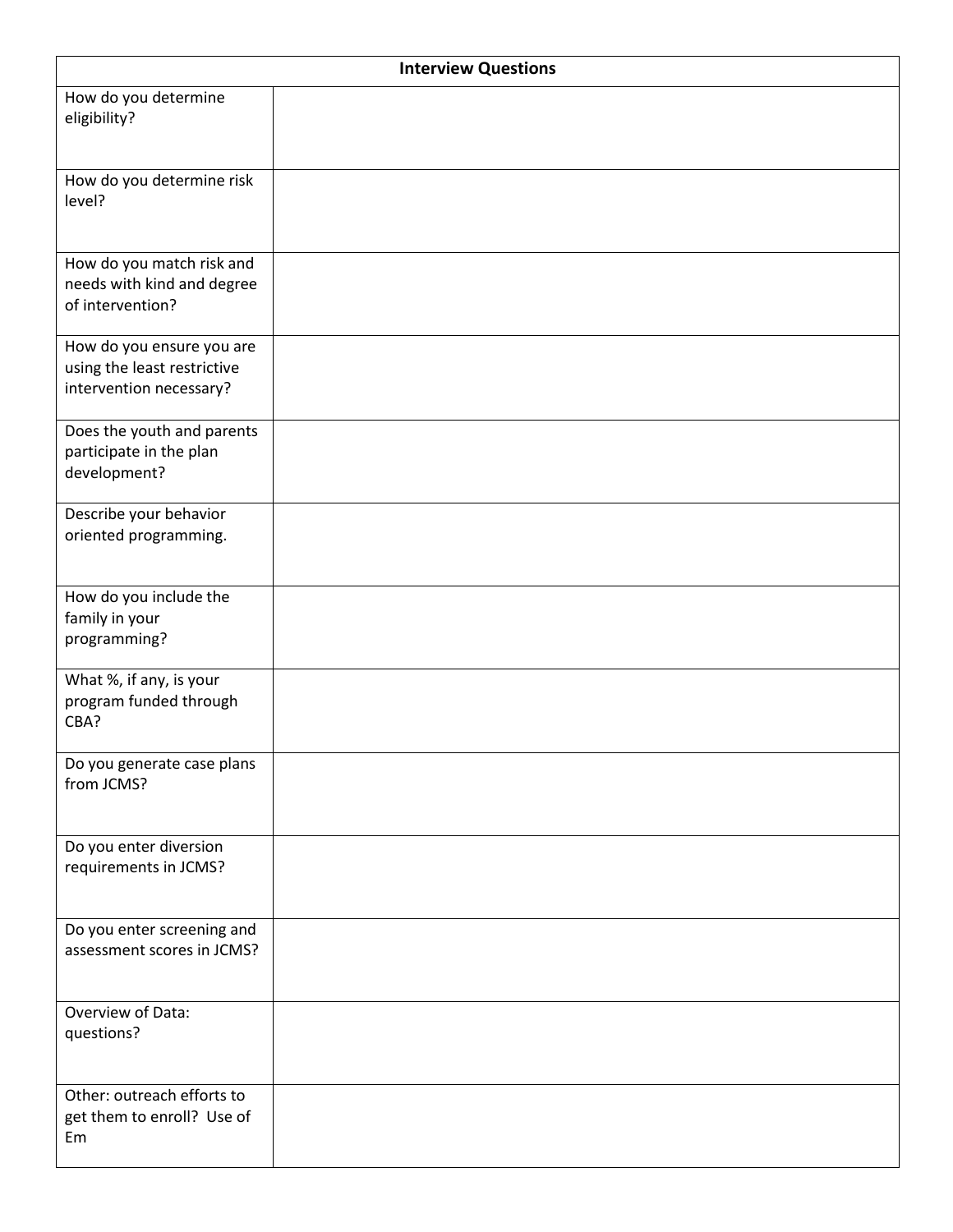| Interview Questions | |
|---|---|
| How do you determine eligibility? | |
| How do you determine risk level? | |
| How do you match risk and needs with kind and degree of intervention? | |
| How do you ensure you are using the least restrictive intervention necessary? | |
| Does the youth and parents participate in the plan development? | |
| Describe your behavior oriented programming. | |
| How do you include the family in your programming? | |
| What %, if any, is your program funded through CBA? | |
| Do you generate case plans from JCMS? | |
| Do you enter diversion requirements in JCMS? | |
| Do you enter screening and assessment scores in JCMS? | |
| Overview of Data: questions? | |
| Other: outreach efforts to get them to enroll? Use of Em | |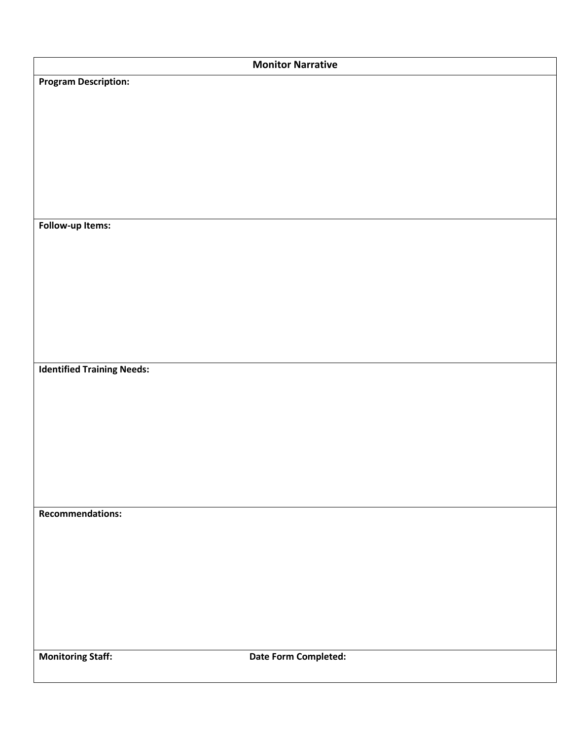| Monitor Narrative | |
|---|---|
| **Program Description:** | |
| **Follow-up Items:** | |
| **Identified Training Needs:** | |
| **Recommendations:** | |
| **Monitoring Staff:** | **Date Form Completed:** |